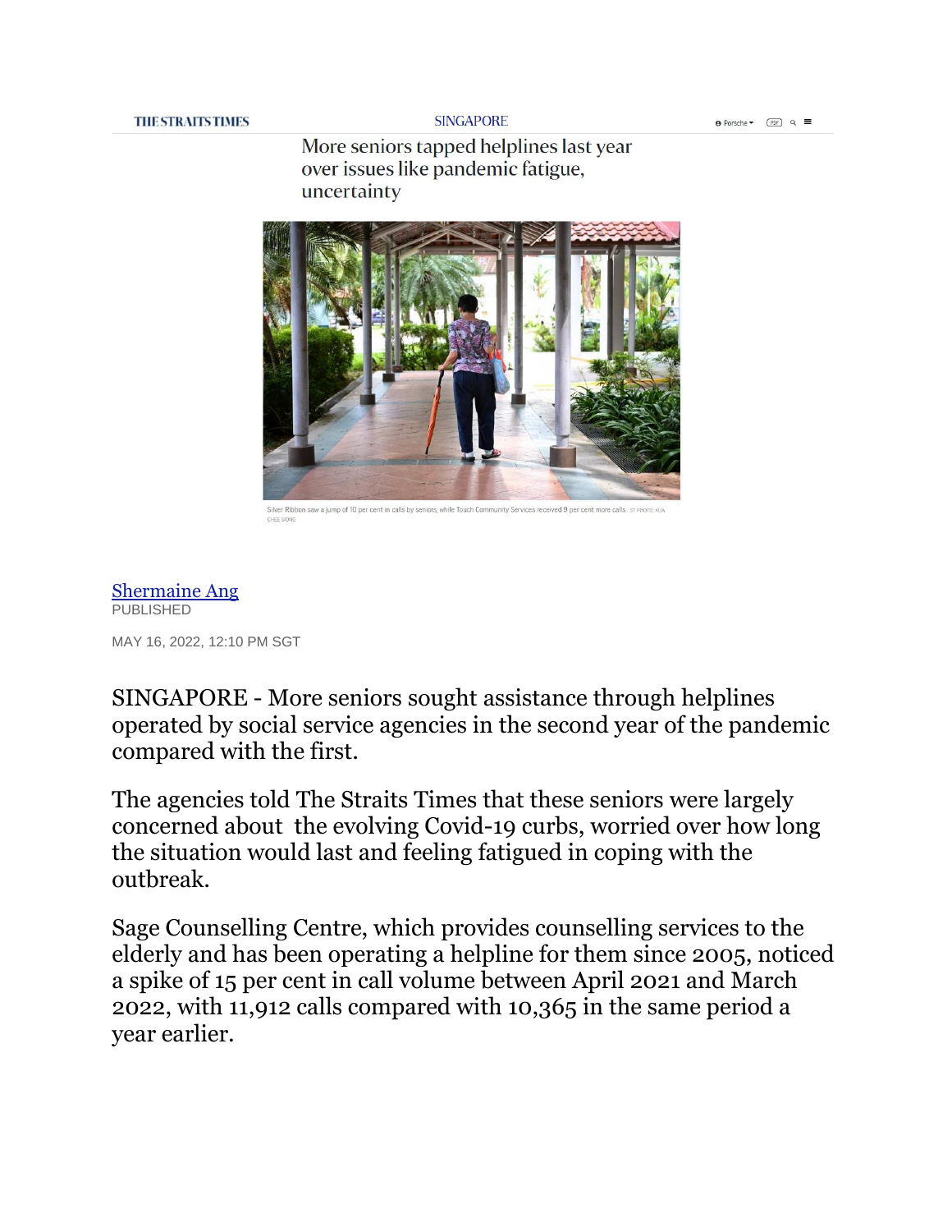# More seniors tapped helplines last year over issues like pandemic fatigue, uncertainty

Silver Ribbon saw a jump of 10 per cent in calls by seniors, while Touch Community Services received 9 per cent more calls. ST PHOTO: KUA CHEE SIONG

Shermaine Ang

PUBLISHED

MAY 16, 2022, 12:10 PM SGT

SINGAPORE - More seniors sought assistance through helplines operated by social service agencies in the second year of the pandemic compared with the first.

The agencies told The Straits Times that these seniors were largely concerned about the evolving Covid-19 curbs, worried over how long the situation would last and feeling fatigued in coping with the outbreak.

Sage Counselling Centre, which provides counselling services to the elderly and has been operating a helpline for them since 2005, noticed a spike of 15 per cent in call volume between April 2021 and March 2022, with 11,912 calls compared with 10,365 in the same period a year earlier.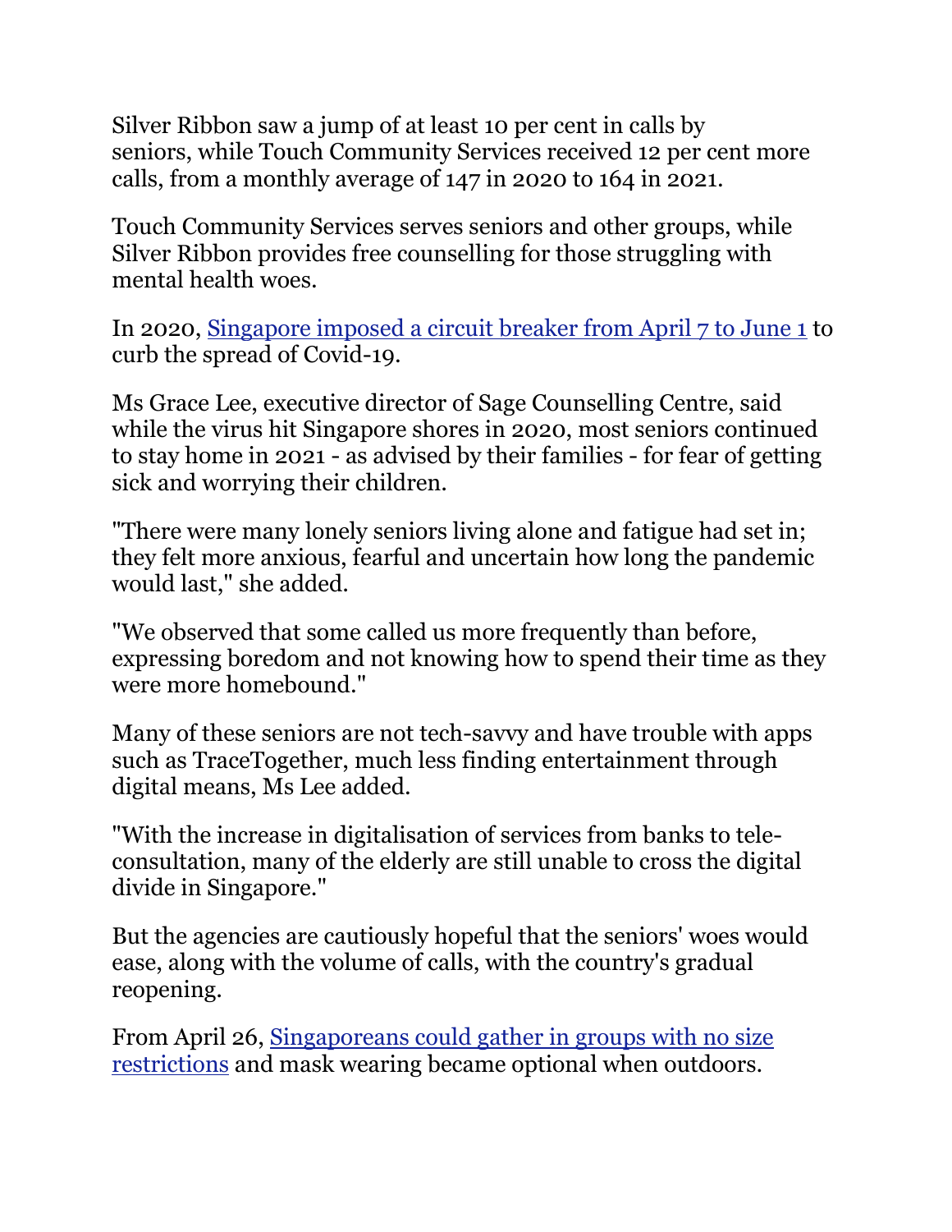Silver Ribbon saw a jump of at least 10 per cent in calls by seniors, while Touch Community Services received 12 per cent more calls, from a monthly average of 147 in 2020 to 164 in 2021.

Touch Community Services serves seniors and other groups, while Silver Ribbon provides free counselling for those struggling with mental health woes.

In 2020, [Singapore imposed a circuit breaker from April 7 to June 1]() to curb the spread of Covid-19.

Ms Grace Lee, executive director of Sage Counselling Centre, said while the virus hit Singapore shores in 2020, most seniors continued to stay home in 2021 - as advised by their families - for fear of getting sick and worrying their children.

"There were many lonely seniors living alone and fatigue had set in; they felt more anxious, fearful and uncertain how long the pandemic would last," she added.

"We observed that some called us more frequently than before, expressing boredom and not knowing how to spend their time as they were more homebound."

Many of these seniors are not tech-savvy and have trouble with apps such as TraceTogether, much less finding entertainment through digital means, Ms Lee added.

"With the increase in digitalisation of services from banks to tele-consultation, many of the elderly are still unable to cross the digital divide in Singapore."

But the agencies are cautiously hopeful that the seniors' woes would ease, along with the volume of calls, with the country's gradual reopening.

From April 26, [Singaporeans could gather in groups with no size restrictions]() and mask wearing became optional when outdoors.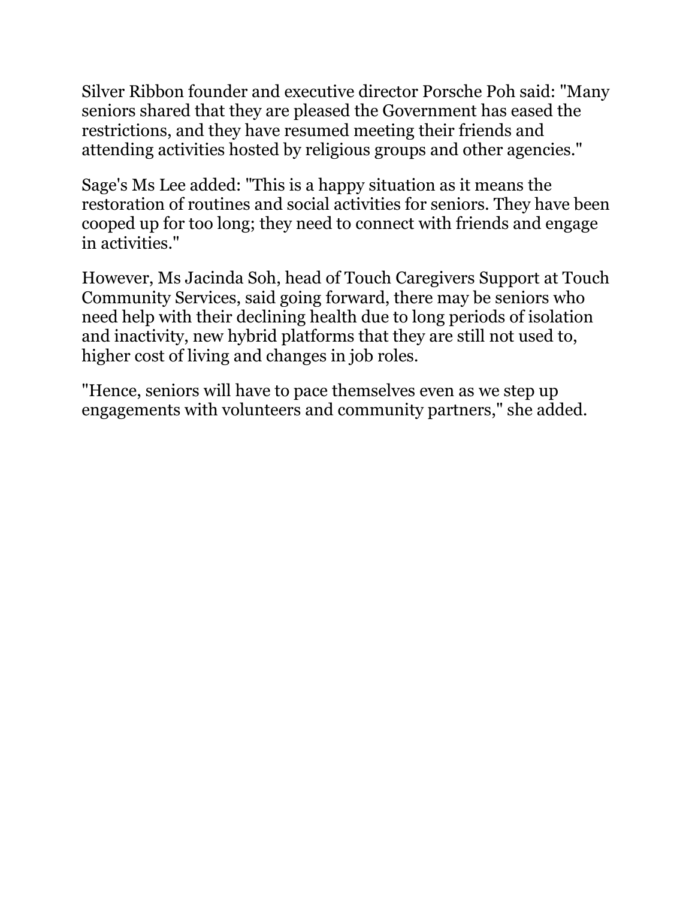Silver Ribbon founder and executive director Porsche Poh said: "Many seniors shared that they are pleased the Government has eased the restrictions, and they have resumed meeting their friends and attending activities hosted by religious groups and other agencies."

Sage's Ms Lee added: "This is a happy situation as it means the restoration of routines and social activities for seniors. They have been cooped up for too long; they need to connect with friends and engage in activities."

However, Ms Jacinda Soh, head of Touch Caregivers Support at Touch Community Services, said going forward, there may be seniors who need help with their declining health due to long periods of isolation and inactivity, new hybrid platforms that they are still not used to, higher cost of living and changes in job roles.

"Hence, seniors will have to pace themselves even as we step up engagements with volunteers and community partners," she added.